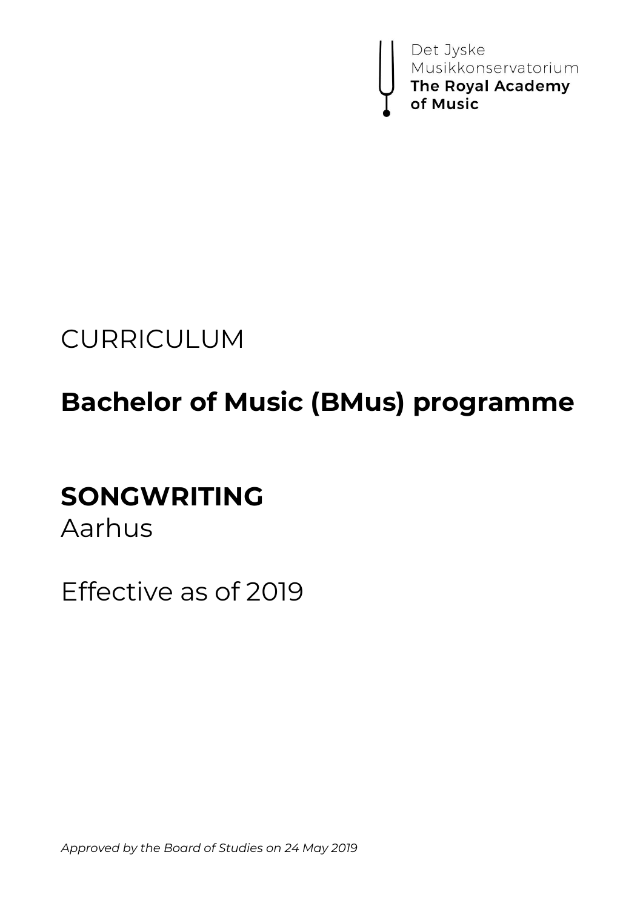Det Jyske Musikkonservatorium
**The Royal Academy of Music**

CURRICULUM

# Bachelor of Music (BMus) programme

## SONGWRITING
Aarhus

Effective as of 2019

*Approved by the Board of Studies on 24 May 2019*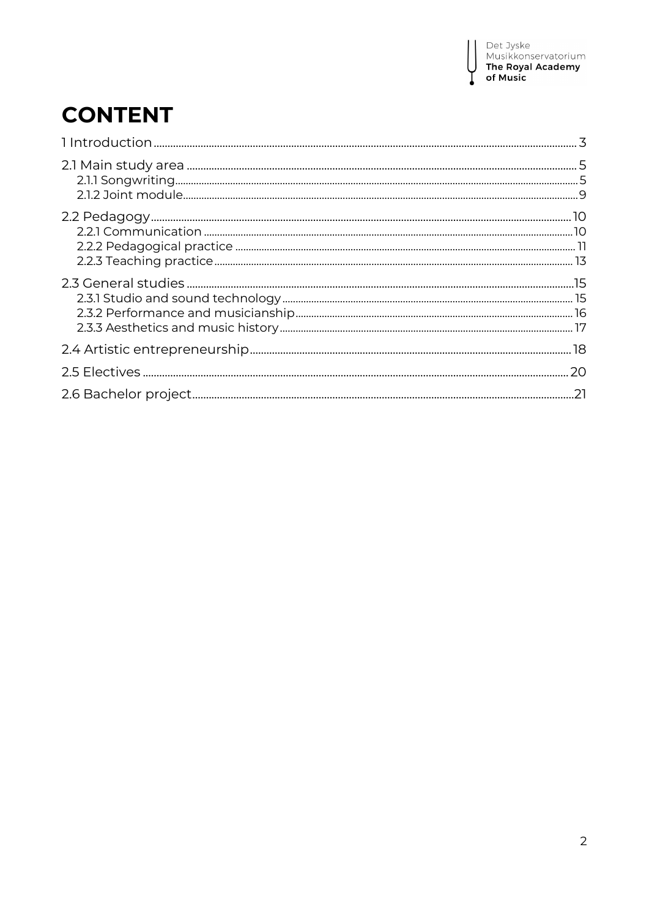# CONTENT

1 Introduction ... 3

2.1 Main study area ... 5
- 2.1.1 Songwriting ... 5
- 2.1.2 Joint module ... 9

2.2 Pedagogy ... 10
- 2.2.1 Communication ... 10
- 2.2.2 Pedagogical practice ... 11
- 2.2.3 Teaching practice ... 13

2.3 General studies ... 15
- 2.3.1 Studio and sound technology ... 15
- 2.3.2 Performance and musicianship ... 16
- 2.3.3 Aesthetics and music history ... 17

2.4 Artistic entrepreneurship ... 18

2.5 Electives ... 20

2.6 Bachelor project ... 21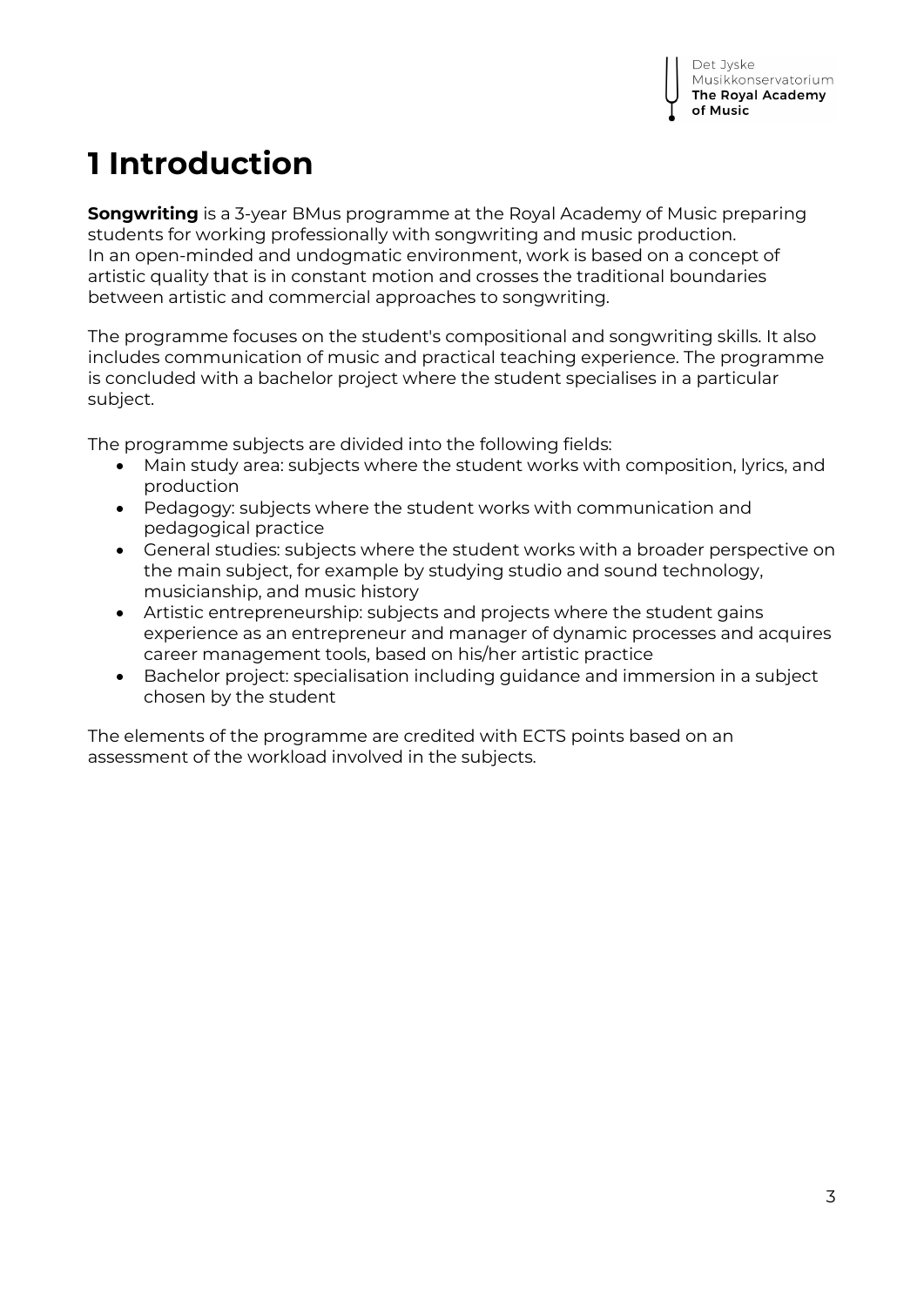# 1 Introduction

**Songwriting** is a 3-year BMus programme at the Royal Academy of Music preparing students for working professionally with songwriting and music production. In an open-minded and undogmatic environment, work is based on a concept of artistic quality that is in constant motion and crosses the traditional boundaries between artistic and commercial approaches to songwriting.

The programme focuses on the student's compositional and songwriting skills. It also includes communication of music and practical teaching experience. The programme is concluded with a bachelor project where the student specialises in a particular subject.

The programme subjects are divided into the following fields:

- Main study area: subjects where the student works with composition, lyrics, and production
- Pedagogy: subjects where the student works with communication and pedagogical practice
- General studies: subjects where the student works with a broader perspective on the main subject, for example by studying studio and sound technology, musicianship, and music history
- Artistic entrepreneurship: subjects and projects where the student gains experience as an entrepreneur and manager of dynamic processes and acquires career management tools, based on his/her artistic practice
- Bachelor project: specialisation including guidance and immersion in a subject chosen by the student

The elements of the programme are credited with ECTS points based on an assessment of the workload involved in the subjects.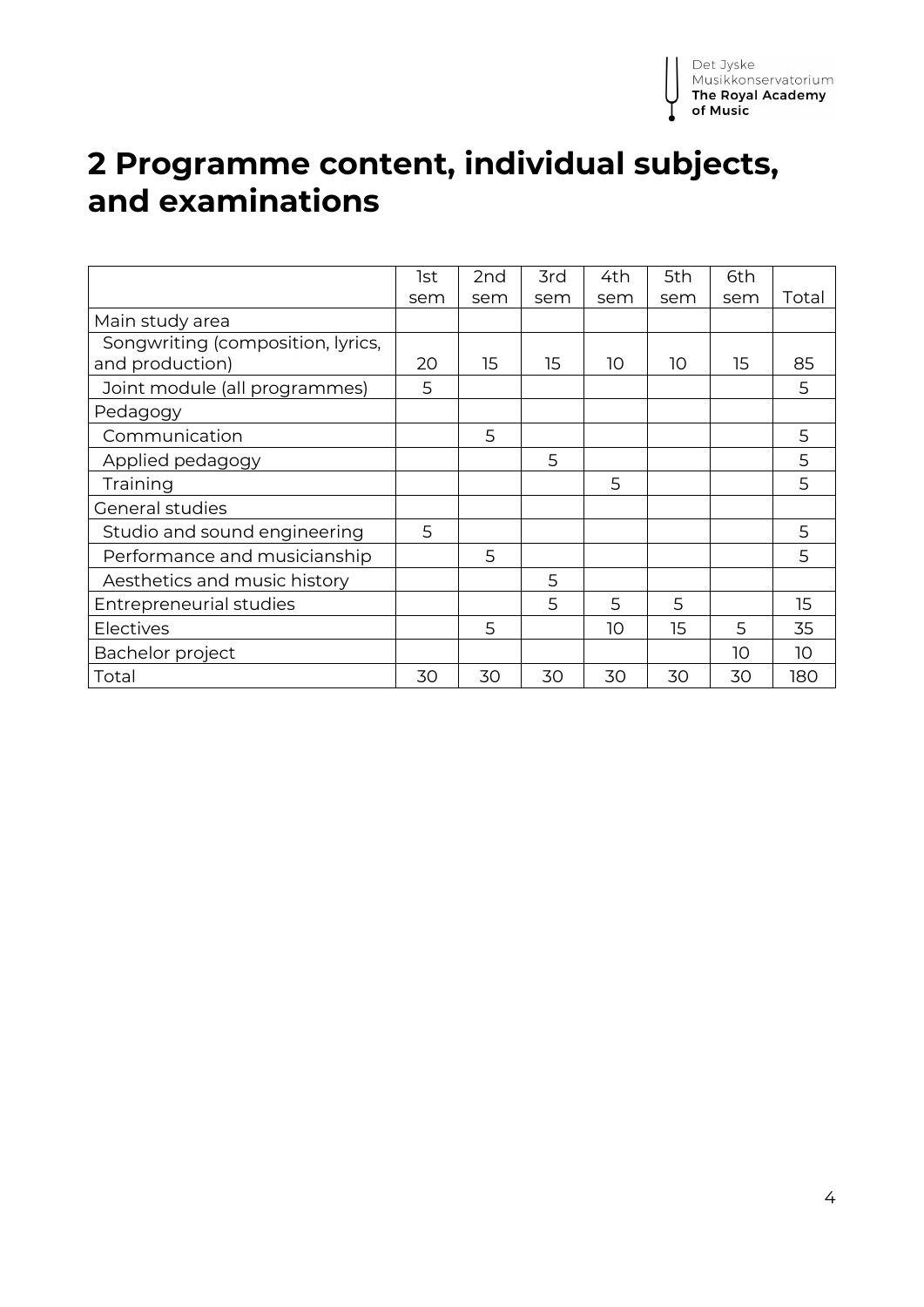# 2 Programme content, individual subjects, and examinations

| | 1st sem | 2nd sem | 3rd sem | 4th sem | 5th sem | 6th sem | Total |
|---|---|---|---|---|---|---|---|
| Main study area | | | | | | | |
| Songwriting (composition, lyrics, and production) | 20 | 15 | 15 | 10 | 10 | 15 | 85 |
| Joint module (all programmes) | 5 | | | | | | 5 |
| Pedagogy | | | | | | | |
| Communication | | 5 | | | | | 5 |
| Applied pedagogy | | | 5 | | | | 5 |
| Training | | | | 5 | | | 5 |
| General studies | | | | | | | |
| Studio and sound engineering | 5 | | | | | | 5 |
| Performance and musicianship | | 5 | | | | | 5 |
| Aesthetics and music history | | | 5 | | | | |
| Entrepreneurial studies | | | 5 | 5 | 5 | | 15 |
| Electives | | 5 | | 10 | 15 | 5 | 35 |
| Bachelor project | | | | | | 10 | 10 |
| Total | 30 | 30 | 30 | 30 | 30 | 30 | 180 |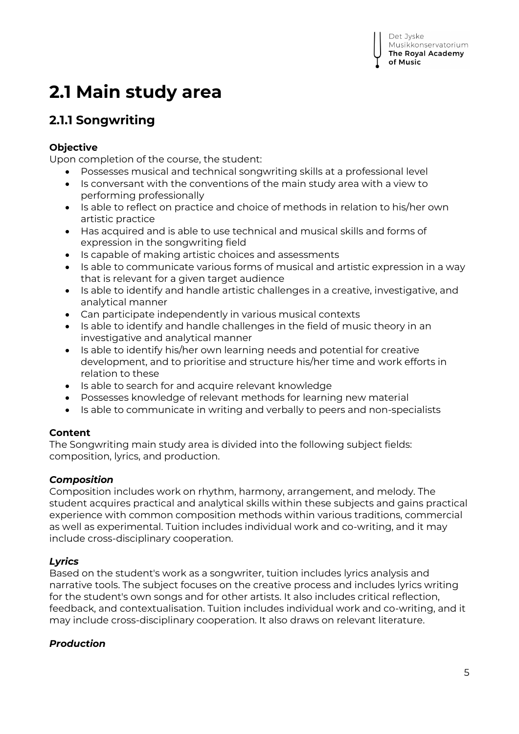# 2.1 Main study area

## 2.1.1 Songwriting

**Objective**

Upon completion of the course, the student:

- Possesses musical and technical songwriting skills at a professional level
- Is conversant with the conventions of the main study area with a view to performing professionally
- Is able to reflect on practice and choice of methods in relation to his/her own artistic practice
- Has acquired and is able to use technical and musical skills and forms of expression in the songwriting field
- Is capable of making artistic choices and assessments
- Is able to communicate various forms of musical and artistic expression in a way that is relevant for a given target audience
- Is able to identify and handle artistic challenges in a creative, investigative, and analytical manner
- Can participate independently in various musical contexts
- Is able to identify and handle challenges in the field of music theory in an investigative and analytical manner
- Is able to identify his/her own learning needs and potential for creative development, and to prioritise and structure his/her time and work efforts in relation to these
- Is able to search for and acquire relevant knowledge
- Possesses knowledge of relevant methods for learning new material
- Is able to communicate in writing and verbally to peers and non-specialists

**Content**

The Songwriting main study area is divided into the following subject fields: composition, lyrics, and production.

***Composition***

Composition includes work on rhythm, harmony, arrangement, and melody. The student acquires practical and analytical skills within these subjects and gains practical experience with common composition methods within various traditions, commercial as well as experimental. Tuition includes individual work and co-writing, and it may include cross-disciplinary cooperation.

***Lyrics***

Based on the student's work as a songwriter, tuition includes lyrics analysis and narrative tools. The subject focuses on the creative process and includes lyrics writing for the student's own songs and for other artists. It also includes critical reflection, feedback, and contextualisation. Tuition includes individual work and co-writing, and it may include cross-disciplinary cooperation. It also draws on relevant literature.

***Production***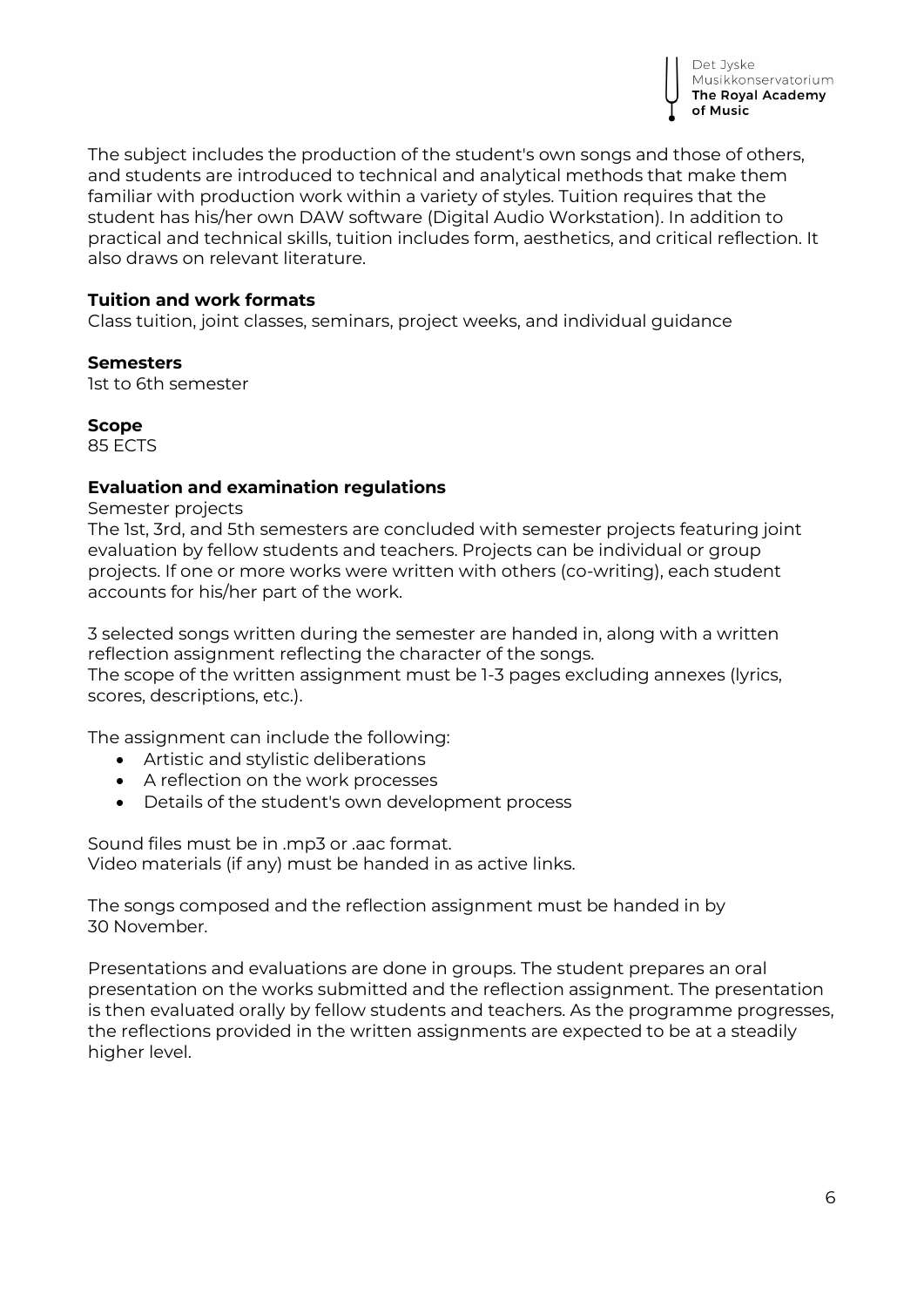The subject includes the production of the student's own songs and those of others, and students are introduced to technical and analytical methods that make them familiar with production work within a variety of styles. Tuition requires that the student has his/her own DAW software (Digital Audio Workstation). In addition to practical and technical skills, tuition includes form, aesthetics, and critical reflection. It also draws on relevant literature.

**Tuition and work formats**
Class tuition, joint classes, seminars, project weeks, and individual guidance

**Semesters**
1st to 6th semester

**Scope**
85 ECTS

**Evaluation and examination regulations**
Semester projects
The 1st, 3rd, and 5th semesters are concluded with semester projects featuring joint evaluation by fellow students and teachers. Projects can be individual or group projects. If one or more works were written with others (co-writing), each student accounts for his/her part of the work.

3 selected songs written during the semester are handed in, along with a written reflection assignment reflecting the character of the songs.
The scope of the written assignment must be 1-3 pages excluding annexes (lyrics, scores, descriptions, etc.).

The assignment can include the following:

- Artistic and stylistic deliberations
- A reflection on the work processes
- Details of the student's own development process

Sound files must be in .mp3 or .aac format.
Video materials (if any) must be handed in as active links.

The songs composed and the reflection assignment must be handed in by 30 November.

Presentations and evaluations are done in groups. The student prepares an oral presentation on the works submitted and the reflection assignment. The presentation is then evaluated orally by fellow students and teachers. As the programme progresses, the reflections provided in the written assignments are expected to be at a steadily higher level.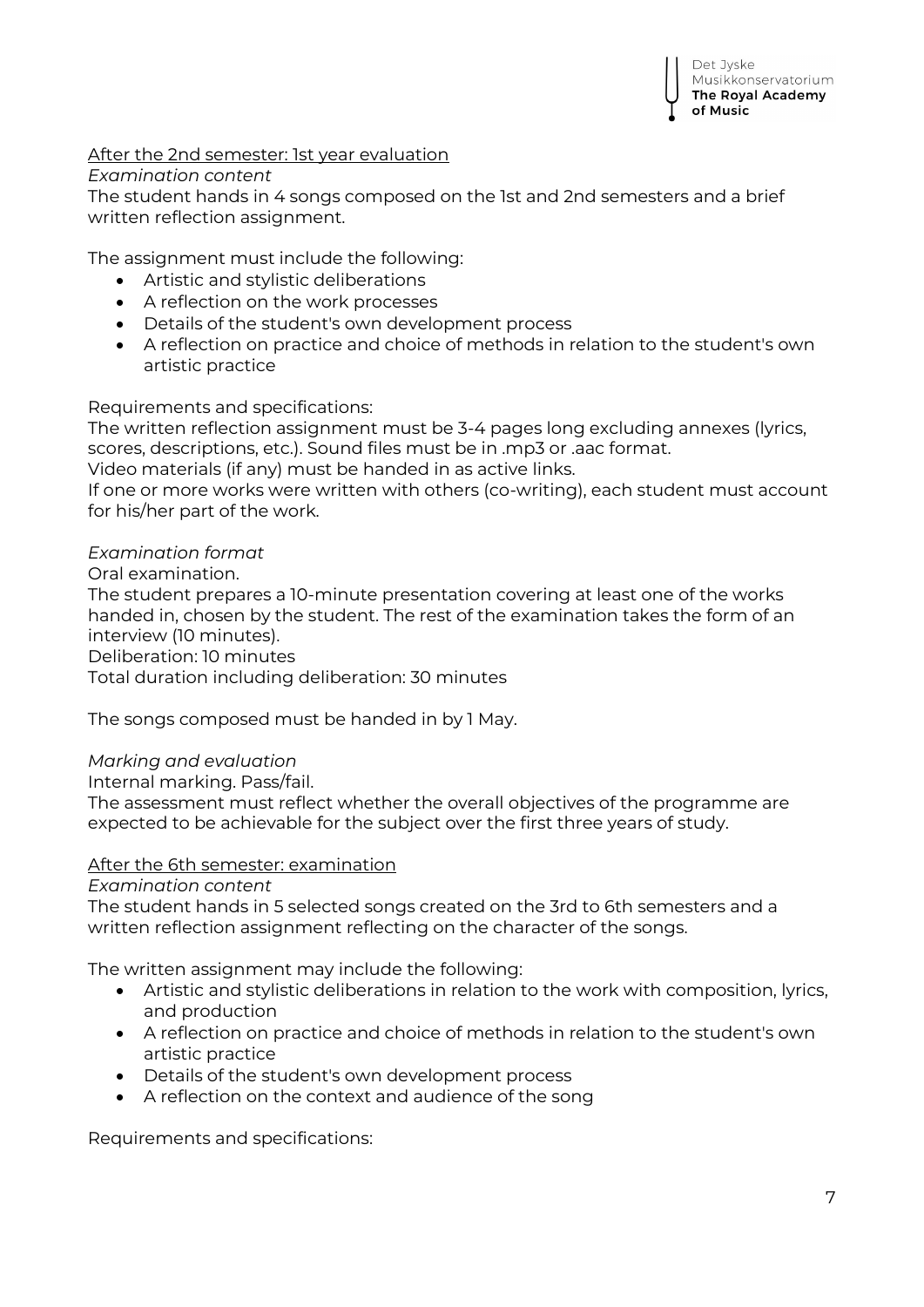After the 2nd semester: 1st year evaluation

*Examination content*

The student hands in 4 songs composed on the 1st and 2nd semesters and a brief written reflection assignment.

The assignment must include the following:

- Artistic and stylistic deliberations
- A reflection on the work processes
- Details of the student's own development process
- A reflection on practice and choice of methods in relation to the student's own artistic practice

Requirements and specifications:

The written reflection assignment must be 3-4 pages long excluding annexes (lyrics, scores, descriptions, etc.). Sound files must be in .mp3 or .aac format.

Video materials (if any) must be handed in as active links.

If one or more works were written with others (co-writing), each student must account for his/her part of the work.

*Examination format*

Oral examination.

The student prepares a 10-minute presentation covering at least one of the works handed in, chosen by the student. The rest of the examination takes the form of an interview (10 minutes).

Deliberation: 10 minutes

Total duration including deliberation: 30 minutes

The songs composed must be handed in by 1 May.

*Marking and evaluation*

Internal marking. Pass/fail.

The assessment must reflect whether the overall objectives of the programme are expected to be achievable for the subject over the first three years of study.

After the 6th semester: examination

*Examination content*

The student hands in 5 selected songs created on the 3rd to 6th semesters and a written reflection assignment reflecting on the character of the songs.

The written assignment may include the following:

- Artistic and stylistic deliberations in relation to the work with composition, lyrics, and production
- A reflection on practice and choice of methods in relation to the student's own artistic practice
- Details of the student's own development process
- A reflection on the context and audience of the song

Requirements and specifications: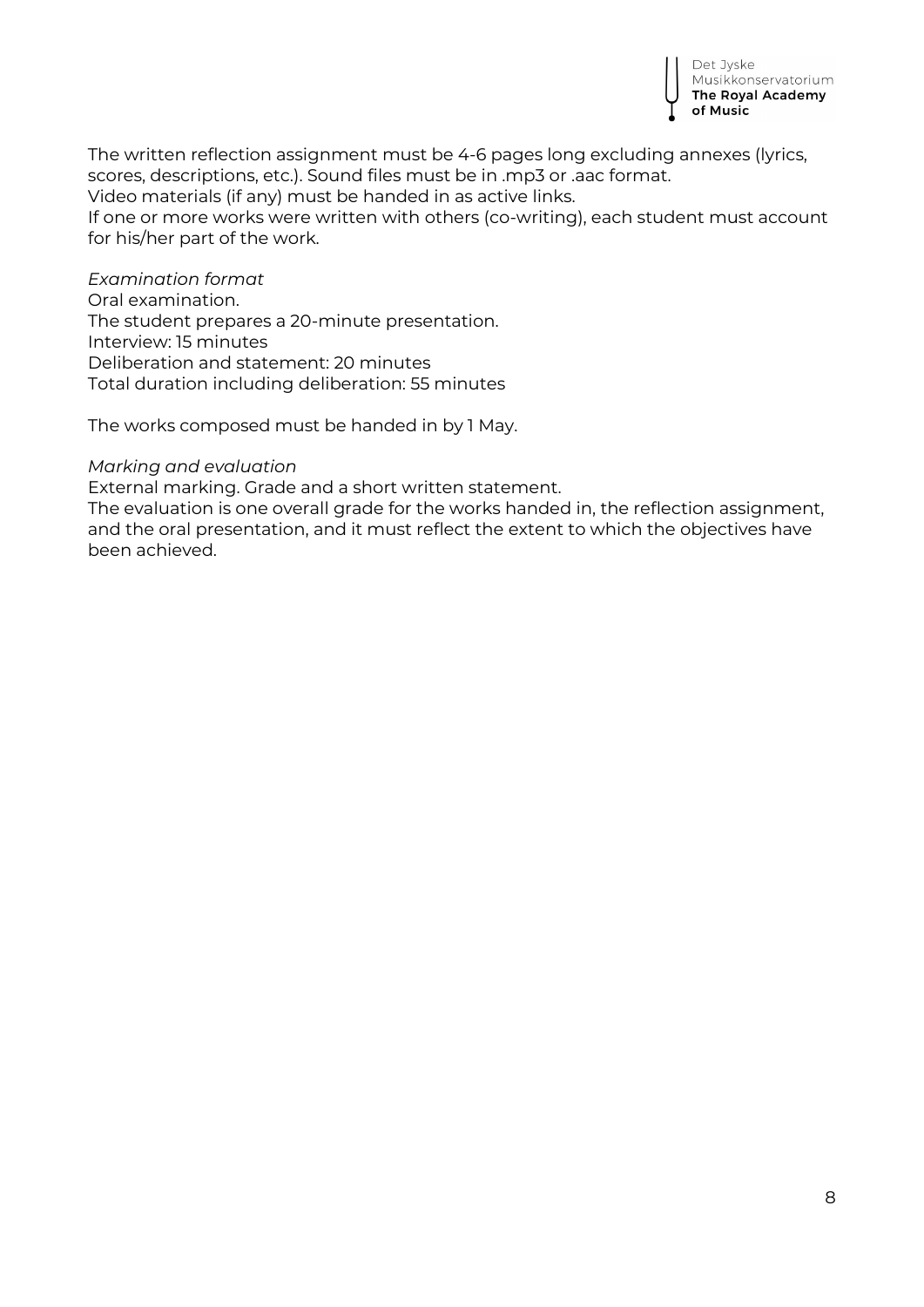The written reflection assignment must be 4-6 pages long excluding annexes (lyrics, scores, descriptions, etc.). Sound files must be in .mp3 or .aac format.
Video materials (if any) must be handed in as active links.
If one or more works were written with others (co-writing), each student must account for his/her part of the work.

*Examination format*
Oral examination.
The student prepares a 20-minute presentation.
Interview: 15 minutes
Deliberation and statement: 20 minutes
Total duration including deliberation: 55 minutes

The works composed must be handed in by 1 May.

*Marking and evaluation*
External marking. Grade and a short written statement.
The evaluation is one overall grade for the works handed in, the reflection assignment, and the oral presentation, and it must reflect the extent to which the objectives have been achieved.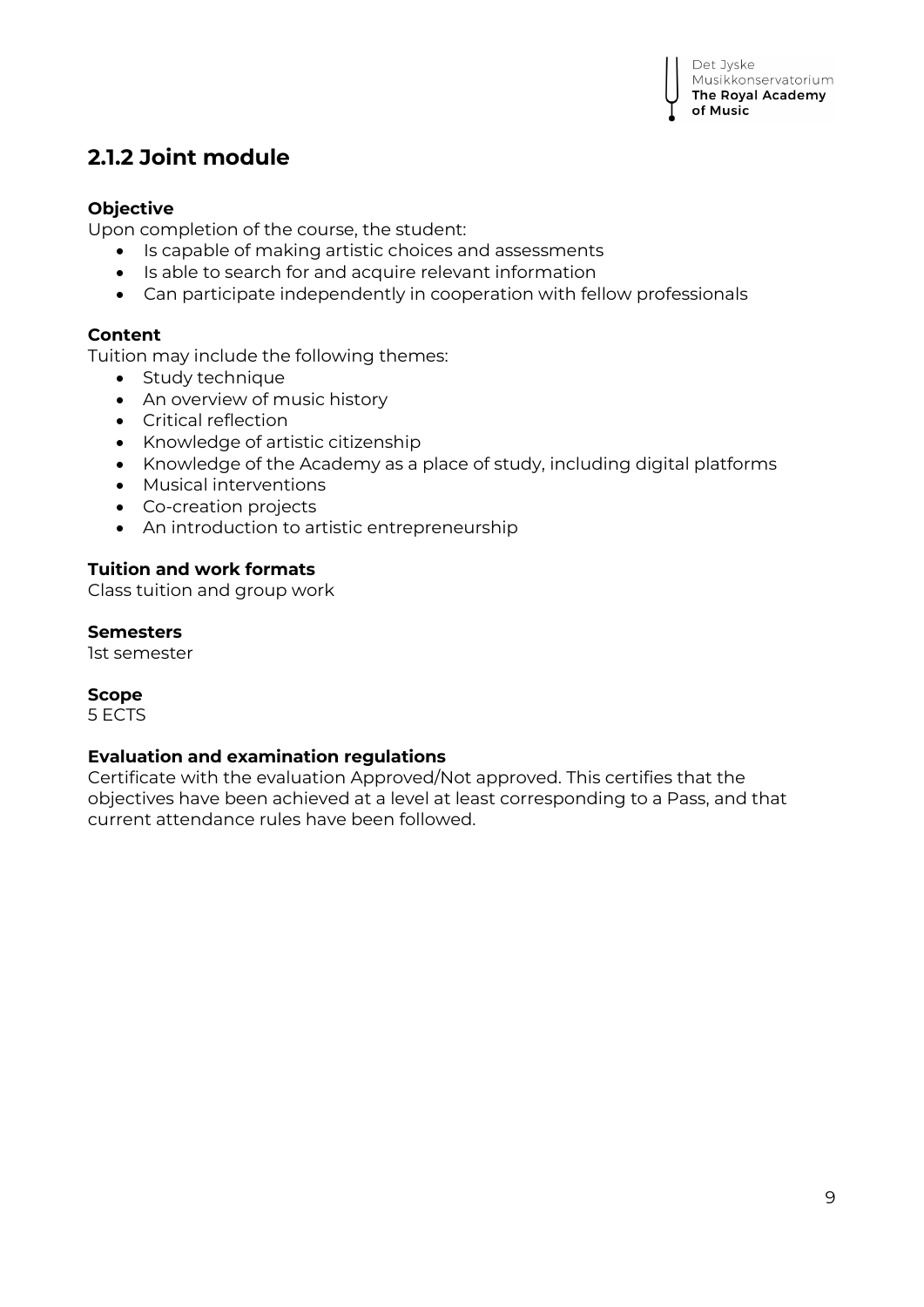## 2.1.2 Joint module

**Objective**

Upon completion of the course, the student:

- Is capable of making artistic choices and assessments
- Is able to search for and acquire relevant information
- Can participate independently in cooperation with fellow professionals

**Content**

Tuition may include the following themes:

- Study technique
- An overview of music history
- Critical reflection
- Knowledge of artistic citizenship
- Knowledge of the Academy as a place of study, including digital platforms
- Musical interventions
- Co-creation projects
- An introduction to artistic entrepreneurship

**Tuition and work formats**

Class tuition and group work

**Semesters**

1st semester

**Scope**

5 ECTS

**Evaluation and examination regulations**

Certificate with the evaluation Approved/Not approved. This certifies that the objectives have been achieved at a level at least corresponding to a Pass, and that current attendance rules have been followed.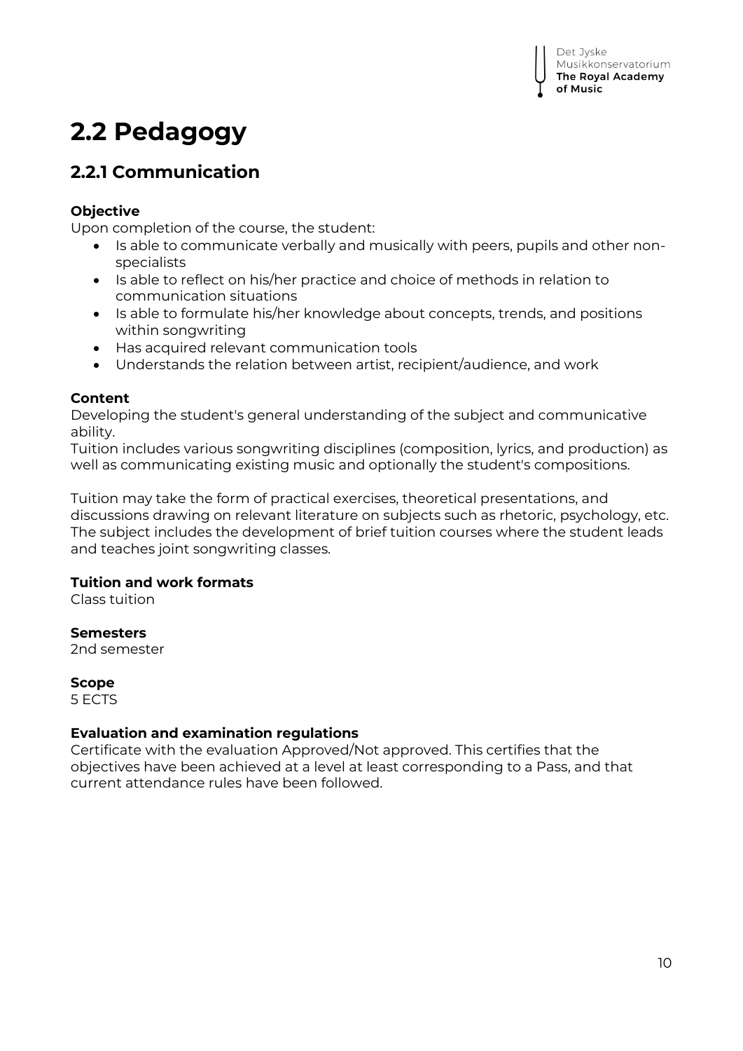# 2.2 Pedagogy

## 2.2.1 Communication

**Objective**
Upon completion of the course, the student:

- Is able to communicate verbally and musically with peers, pupils and other non-specialists
- Is able to reflect on his/her practice and choice of methods in relation to communication situations
- Is able to formulate his/her knowledge about concepts, trends, and positions within songwriting
- Has acquired relevant communication tools
- Understands the relation between artist, recipient/audience, and work

**Content**
Developing the student's general understanding of the subject and communicative ability.
Tuition includes various songwriting disciplines (composition, lyrics, and production) as well as communicating existing music and optionally the student's compositions.

Tuition may take the form of practical exercises, theoretical presentations, and discussions drawing on relevant literature on subjects such as rhetoric, psychology, etc. The subject includes the development of brief tuition courses where the student leads and teaches joint songwriting classes.

**Tuition and work formats**
Class tuition

**Semesters**
2nd semester

**Scope**
5 ECTS

**Evaluation and examination regulations**
Certificate with the evaluation Approved/Not approved. This certifies that the objectives have been achieved at a level at least corresponding to a Pass, and that current attendance rules have been followed.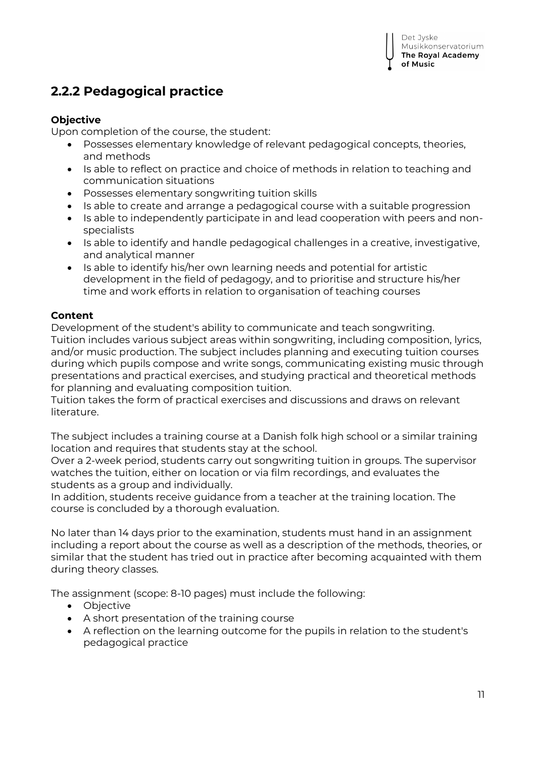## 2.2.2 Pedagogical practice

**Objective**

Upon completion of the course, the student:

- Possesses elementary knowledge of relevant pedagogical concepts, theories, and methods
- Is able to reflect on practice and choice of methods in relation to teaching and communication situations
- Possesses elementary songwriting tuition skills
- Is able to create and arrange a pedagogical course with a suitable progression
- Is able to independently participate in and lead cooperation with peers and non-specialists
- Is able to identify and handle pedagogical challenges in a creative, investigative, and analytical manner
- Is able to identify his/her own learning needs and potential for artistic development in the field of pedagogy, and to prioritise and structure his/her time and work efforts in relation to organisation of teaching courses

**Content**

Development of the student's ability to communicate and teach songwriting.
Tuition includes various subject areas within songwriting, including composition, lyrics, and/or music production. The subject includes planning and executing tuition courses during which pupils compose and write songs, communicating existing music through presentations and practical exercises, and studying practical and theoretical methods for planning and evaluating composition tuition.
Tuition takes the form of practical exercises and discussions and draws on relevant literature.

The subject includes a training course at a Danish folk high school or a similar training location and requires that students stay at the school.
Over a 2-week period, students carry out songwriting tuition in groups. The supervisor watches the tuition, either on location or via film recordings, and evaluates the students as a group and individually.
In addition, students receive guidance from a teacher at the training location. The course is concluded by a thorough evaluation.

No later than 14 days prior to the examination, students must hand in an assignment including a report about the course as well as a description of the methods, theories, or similar that the student has tried out in practice after becoming acquainted with them during theory classes.

The assignment (scope: 8-10 pages) must include the following:

- Objective
- A short presentation of the training course
- A reflection on the learning outcome for the pupils in relation to the student's pedagogical practice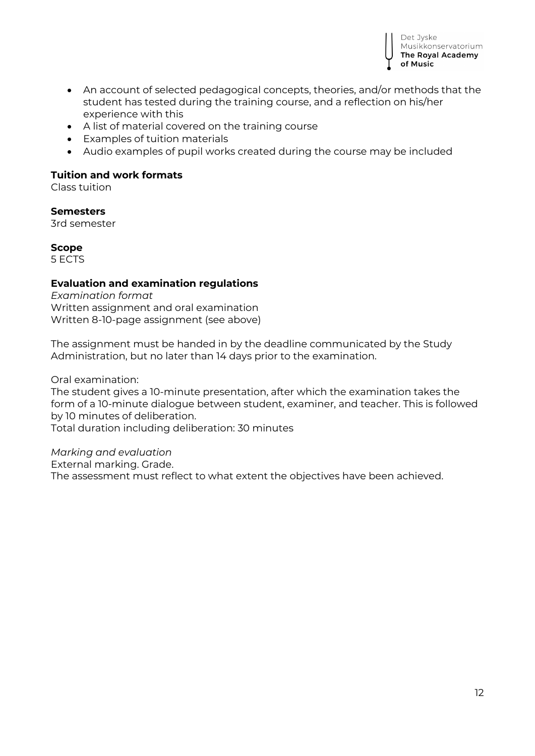- An account of selected pedagogical concepts, theories, and/or methods that the student has tested during the training course, and a reflection on his/her experience with this
- A list of material covered on the training course
- Examples of tuition materials
- Audio examples of pupil works created during the course may be included

**Tuition and work formats**
Class tuition

**Semesters**
3rd semester

**Scope**
5 ECTS

**Evaluation and examination regulations**
*Examination format*
Written assignment and oral examination
Written 8-10-page assignment (see above)

The assignment must be handed in by the deadline communicated by the Study Administration, but no later than 14 days prior to the examination.

Oral examination:
The student gives a 10-minute presentation, after which the examination takes the form of a 10-minute dialogue between student, examiner, and teacher. This is followed by 10 minutes of deliberation.
Total duration including deliberation: 30 minutes

*Marking and evaluation*
External marking. Grade.
The assessment must reflect to what extent the objectives have been achieved.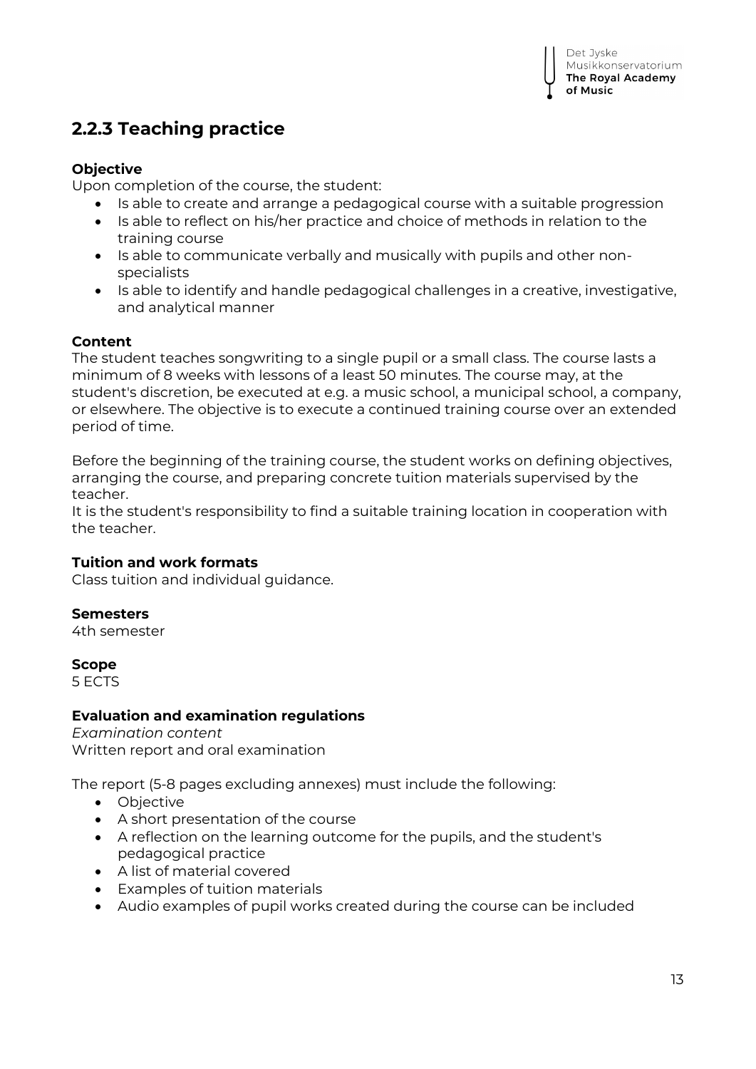## 2.2.3 Teaching practice

**Objective**

Upon completion of the course, the student:

- Is able to create and arrange a pedagogical course with a suitable progression
- Is able to reflect on his/her practice and choice of methods in relation to the training course
- Is able to communicate verbally and musically with pupils and other non-specialists
- Is able to identify and handle pedagogical challenges in a creative, investigative, and analytical manner

**Content**

The student teaches songwriting to a single pupil or a small class. The course lasts a minimum of 8 weeks with lessons of a least 50 minutes. The course may, at the student's discretion, be executed at e.g. a music school, a municipal school, a company, or elsewhere. The objective is to execute a continued training course over an extended period of time.

Before the beginning of the training course, the student works on defining objectives, arranging the course, and preparing concrete tuition materials supervised by the teacher.

It is the student's responsibility to find a suitable training location in cooperation with the teacher.

**Tuition and work formats**

Class tuition and individual guidance.

**Semesters**

4th semester

**Scope**

5 ECTS

**Evaluation and examination regulations**

*Examination content*

Written report and oral examination

The report (5-8 pages excluding annexes) must include the following:

- Objective
- A short presentation of the course
- A reflection on the learning outcome for the pupils, and the student's pedagogical practice
- A list of material covered
- Examples of tuition materials
- Audio examples of pupil works created during the course can be included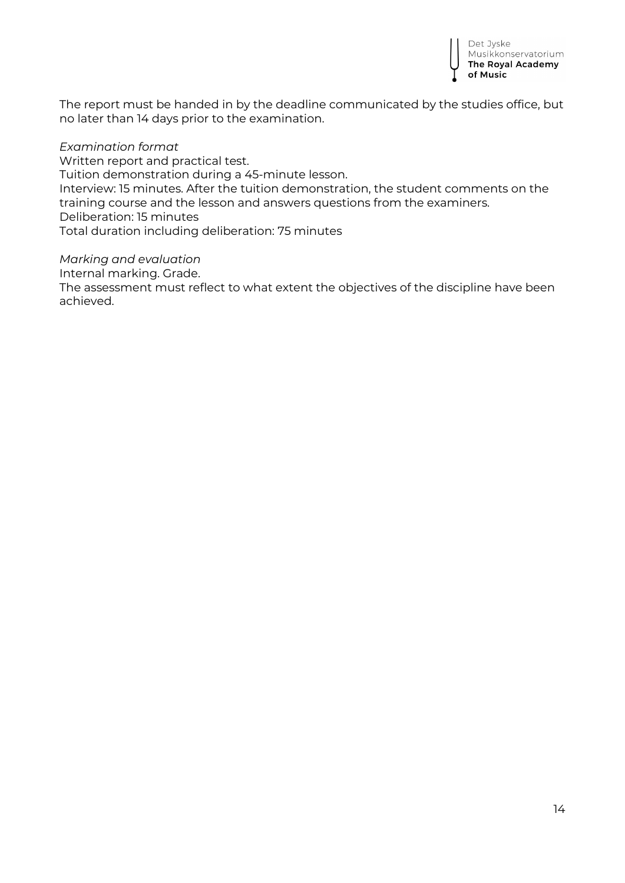The report must be handed in by the deadline communicated by the studies office, but no later than 14 days prior to the examination.

*Examination format*

Written report and practical test.
Tuition demonstration during a 45-minute lesson.
Interview: 15 minutes. After the tuition demonstration, the student comments on the training course and the lesson and answers questions from the examiners.
Deliberation: 15 minutes
Total duration including deliberation: 75 minutes

*Marking and evaluation*

Internal marking. Grade.
The assessment must reflect to what extent the objectives of the discipline have been achieved.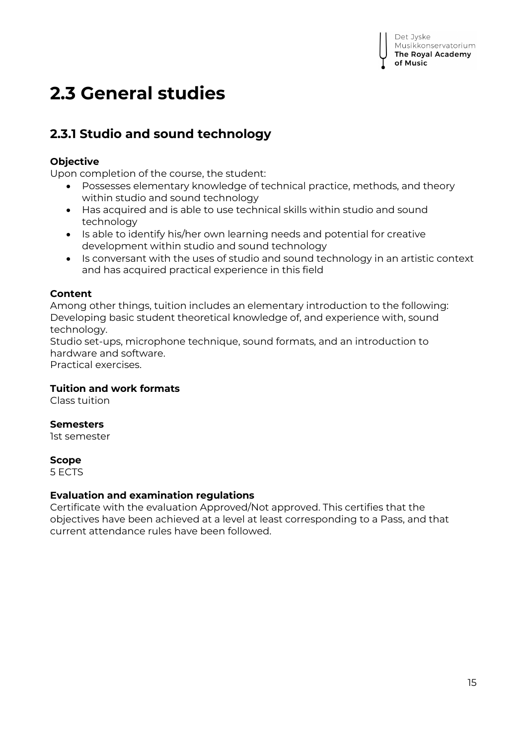# 2.3 General studies

## 2.3.1 Studio and sound technology

**Objective**

Upon completion of the course, the student:

- Possesses elementary knowledge of technical practice, methods, and theory within studio and sound technology
- Has acquired and is able to use technical skills within studio and sound technology
- Is able to identify his/her own learning needs and potential for creative development within studio and sound technology
- Is conversant with the uses of studio and sound technology in an artistic context and has acquired practical experience in this field

**Content**

Among other things, tuition includes an elementary introduction to the following:
Developing basic student theoretical knowledge of, and experience with, sound technology.
Studio set-ups, microphone technique, sound formats, and an introduction to hardware and software.
Practical exercises.

**Tuition and work formats**

Class tuition

**Semesters**

1st semester

**Scope**

5 ECTS

**Evaluation and examination regulations**

Certificate with the evaluation Approved/Not approved. This certifies that the objectives have been achieved at a level at least corresponding to a Pass, and that current attendance rules have been followed.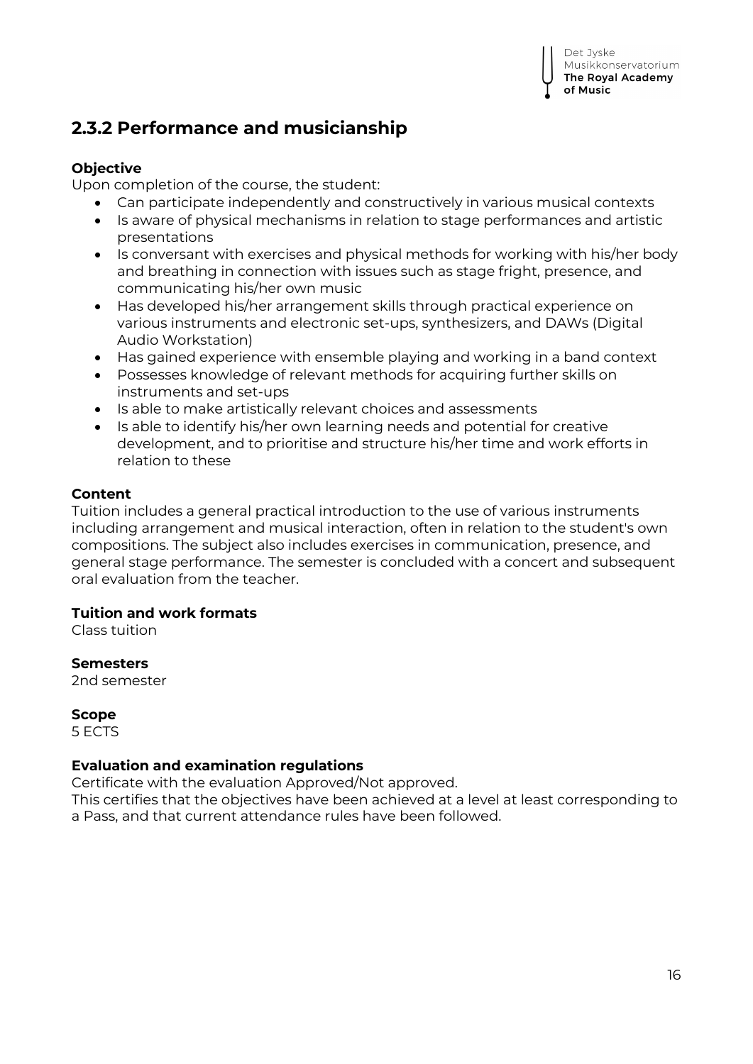## 2.3.2 Performance and musicianship

**Objective**

Upon completion of the course, the student:

- Can participate independently and constructively in various musical contexts
- Is aware of physical mechanisms in relation to stage performances and artistic presentations
- Is conversant with exercises and physical methods for working with his/her body and breathing in connection with issues such as stage fright, presence, and communicating his/her own music
- Has developed his/her arrangement skills through practical experience on various instruments and electronic set-ups, synthesizers, and DAWs (Digital Audio Workstation)
- Has gained experience with ensemble playing and working in a band context
- Possesses knowledge of relevant methods for acquiring further skills on instruments and set-ups
- Is able to make artistically relevant choices and assessments
- Is able to identify his/her own learning needs and potential for creative development, and to prioritise and structure his/her time and work efforts in relation to these

**Content**

Tuition includes a general practical introduction to the use of various instruments including arrangement and musical interaction, often in relation to the student's own compositions. The subject also includes exercises in communication, presence, and general stage performance. The semester is concluded with a concert and subsequent oral evaluation from the teacher.

**Tuition and work formats**

Class tuition

**Semesters**

2nd semester

**Scope**

5 ECTS

**Evaluation and examination regulations**

Certificate with the evaluation Approved/Not approved.
This certifies that the objectives have been achieved at a level at least corresponding to a Pass, and that current attendance rules have been followed.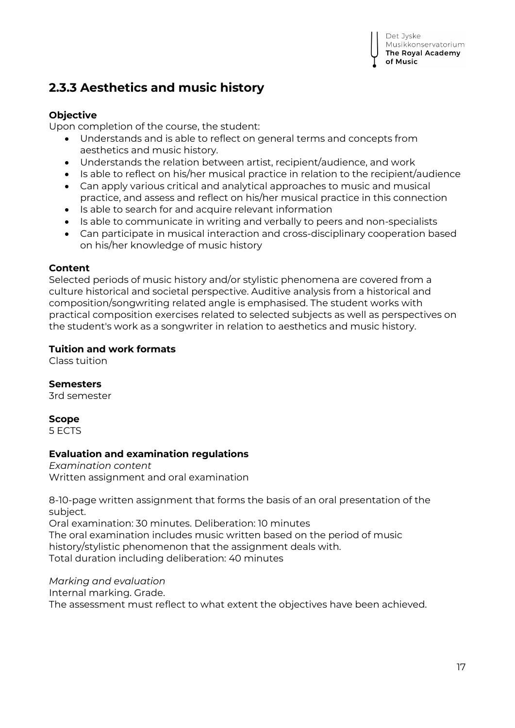## 2.3.3 Aesthetics and music history

**Objective**

Upon completion of the course, the student:

- Understands and is able to reflect on general terms and concepts from aesthetics and music history.
- Understands the relation between artist, recipient/audience, and work
- Is able to reflect on his/her musical practice in relation to the recipient/audience
- Can apply various critical and analytical approaches to music and musical practice, and assess and reflect on his/her musical practice in this connection
- Is able to search for and acquire relevant information
- Is able to communicate in writing and verbally to peers and non-specialists
- Can participate in musical interaction and cross-disciplinary cooperation based on his/her knowledge of music history

**Content**

Selected periods of music history and/or stylistic phenomena are covered from a culture historical and societal perspective. Auditive analysis from a historical and composition/songwriting related angle is emphasised. The student works with practical composition exercises related to selected subjects as well as perspectives on the student's work as a songwriter in relation to aesthetics and music history.

**Tuition and work formats**

Class tuition

**Semesters**

3rd semester

**Scope**

5 ECTS

**Evaluation and examination regulations**

*Examination content*

Written assignment and oral examination

8-10-page written assignment that forms the basis of an oral presentation of the subject.

Oral examination: 30 minutes. Deliberation: 10 minutes

The oral examination includes music written based on the period of music history/stylistic phenomenon that the assignment deals with.

Total duration including deliberation: 40 minutes

*Marking and evaluation*

Internal marking. Grade.

The assessment must reflect to what extent the objectives have been achieved.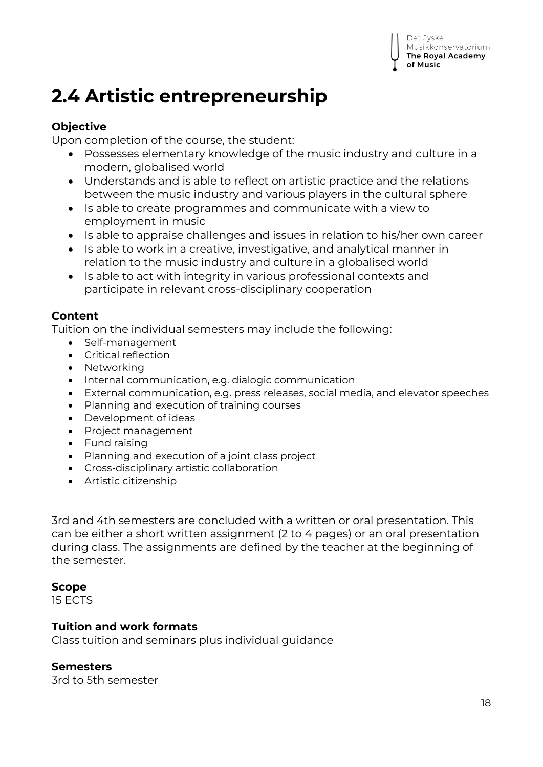## 2.4 Artistic entrepreneurship

**Objective**
Upon completion of the course, the student:

- Possesses elementary knowledge of the music industry and culture in a modern, globalised world
- Understands and is able to reflect on artistic practice and the relations between the music industry and various players in the cultural sphere
- Is able to create programmes and communicate with a view to employment in music
- Is able to appraise challenges and issues in relation to his/her own career
- Is able to work in a creative, investigative, and analytical manner in relation to the music industry and culture in a globalised world
- Is able to act with integrity in various professional contexts and participate in relevant cross-disciplinary cooperation

**Content**
Tuition on the individual semesters may include the following:

- Self-management
- Critical reflection
- Networking
- Internal communication, e.g. dialogic communication
- External communication, e.g. press releases, social media, and elevator speeches
- Planning and execution of training courses
- Development of ideas
- Project management
- Fund raising
- Planning and execution of a joint class project
- Cross-disciplinary artistic collaboration
- Artistic citizenship

3rd and 4th semesters are concluded with a written or oral presentation. This can be either a short written assignment (2 to 4 pages) or an oral presentation during class. The assignments are defined by the teacher at the beginning of the semester.

**Scope**
15 ECTS

**Tuition and work formats**
Class tuition and seminars plus individual guidance

**Semesters**
3rd to 5th semester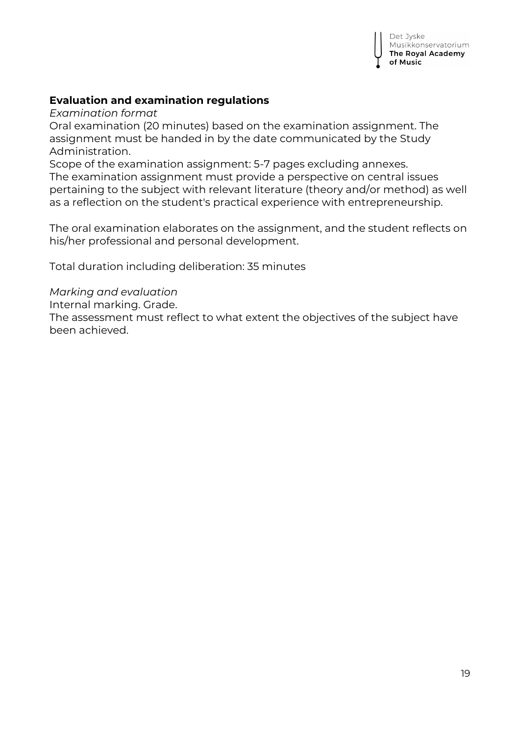### Evaluation and examination regulations

*Examination format*

Oral examination (20 minutes) based on the examination assignment. The assignment must be handed in by the date communicated by the Study Administration.

Scope of the examination assignment: 5-7 pages excluding annexes.

The examination assignment must provide a perspective on central issues pertaining to the subject with relevant literature (theory and/or method) as well as a reflection on the student's practical experience with entrepreneurship.

The oral examination elaborates on the assignment, and the student reflects on his/her professional and personal development.

Total duration including deliberation: 35 minutes

*Marking and evaluation*

Internal marking. Grade.

The assessment must reflect to what extent the objectives of the subject have been achieved.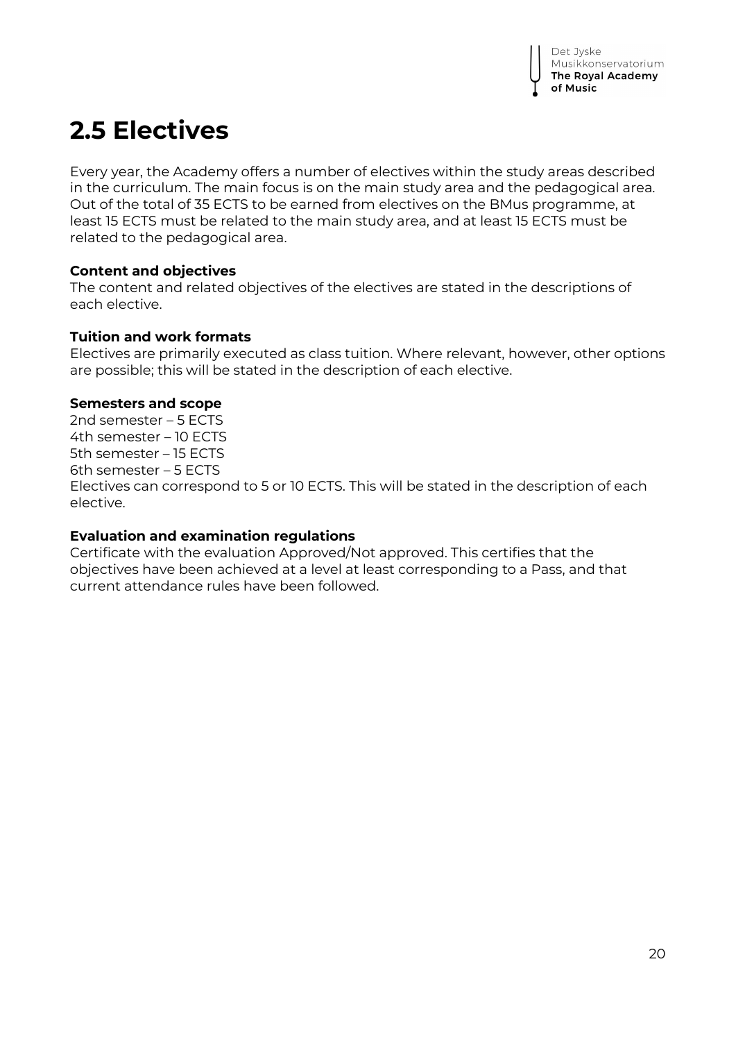# 2.5 Electives

Every year, the Academy offers a number of electives within the study areas described in the curriculum. The main focus is on the main study area and the pedagogical area. Out of the total of 35 ECTS to be earned from electives on the BMus programme, at least 15 ECTS must be related to the main study area, and at least 15 ECTS must be related to the pedagogical area.

**Content and objectives**
The content and related objectives of the electives are stated in the descriptions of each elective.

**Tuition and work formats**
Electives are primarily executed as class tuition. Where relevant, however, other options are possible; this will be stated in the description of each elective.

**Semesters and scope**
2nd semester – 5 ECTS
4th semester – 10 ECTS
5th semester – 15 ECTS
6th semester – 5 ECTS
Electives can correspond to 5 or 10 ECTS. This will be stated in the description of each elective.

**Evaluation and examination regulations**
Certificate with the evaluation Approved/Not approved. This certifies that the objectives have been achieved at a level at least corresponding to a Pass, and that current attendance rules have been followed.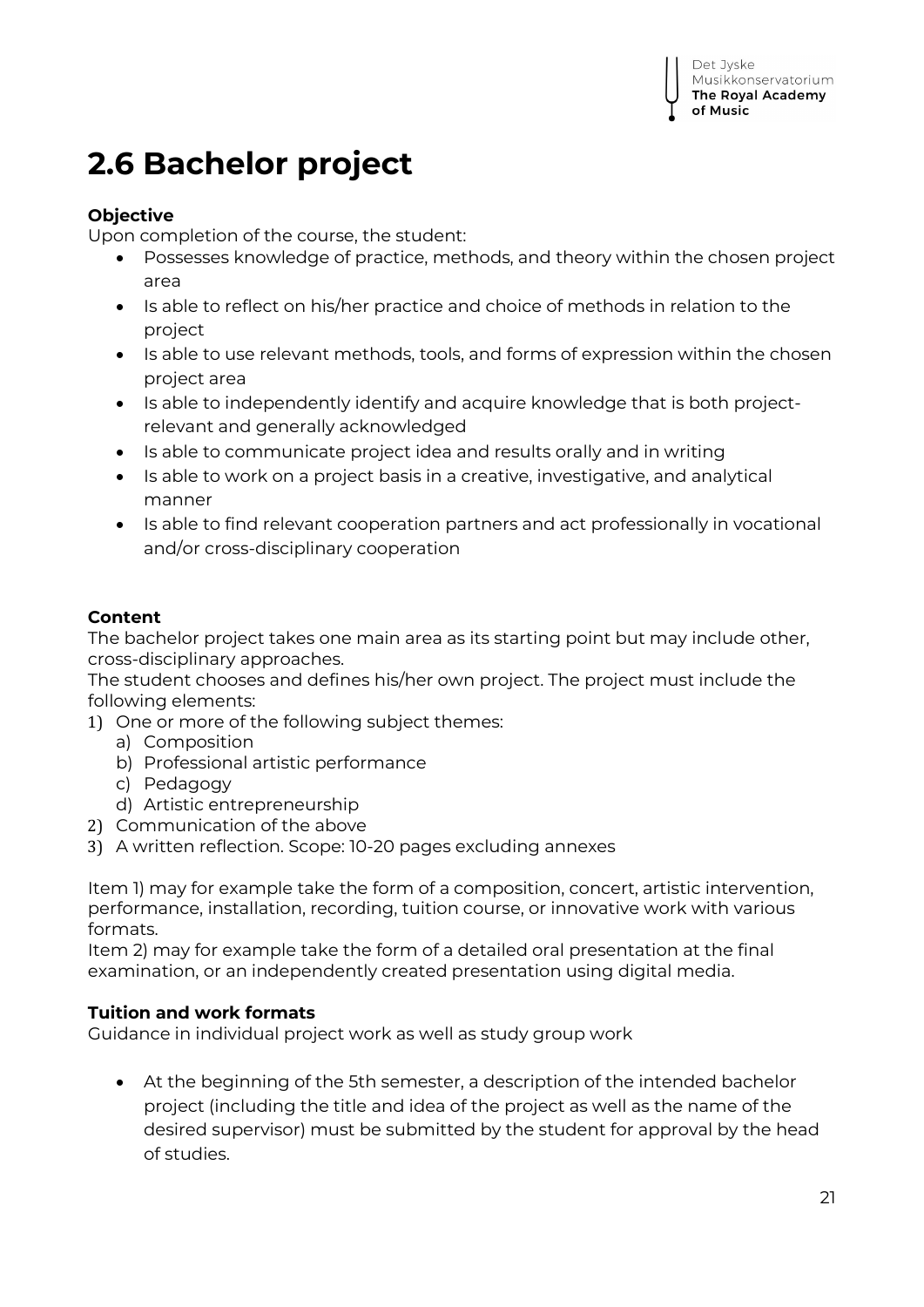# 2.6 Bachelor project

**Objective**

Upon completion of the course, the student:

- Possesses knowledge of practice, methods, and theory within the chosen project area
- Is able to reflect on his/her practice and choice of methods in relation to the project
- Is able to use relevant methods, tools, and forms of expression within the chosen project area
- Is able to independently identify and acquire knowledge that is both project-relevant and generally acknowledged
- Is able to communicate project idea and results orally and in writing
- Is able to work on a project basis in a creative, investigative, and analytical manner
- Is able to find relevant cooperation partners and act professionally in vocational and/or cross-disciplinary cooperation

**Content**

The bachelor project takes one main area as its starting point but may include other, cross-disciplinary approaches.

The student chooses and defines his/her own project. The project must include the following elements:

1) One or more of the following subject themes:
   a) Composition
   b) Professional artistic performance
   c) Pedagogy
   d) Artistic entrepreneurship
2) Communication of the above
3) A written reflection. Scope: 10-20 pages excluding annexes

Item 1) may for example take the form of a composition, concert, artistic intervention, performance, installation, recording, tuition course, or innovative work with various formats.

Item 2) may for example take the form of a detailed oral presentation at the final examination, or an independently created presentation using digital media.

**Tuition and work formats**

Guidance in individual project work as well as study group work

- At the beginning of the 5th semester, a description of the intended bachelor project (including the title and idea of the project as well as the name of the desired supervisor) must be submitted by the student for approval by the head of studies.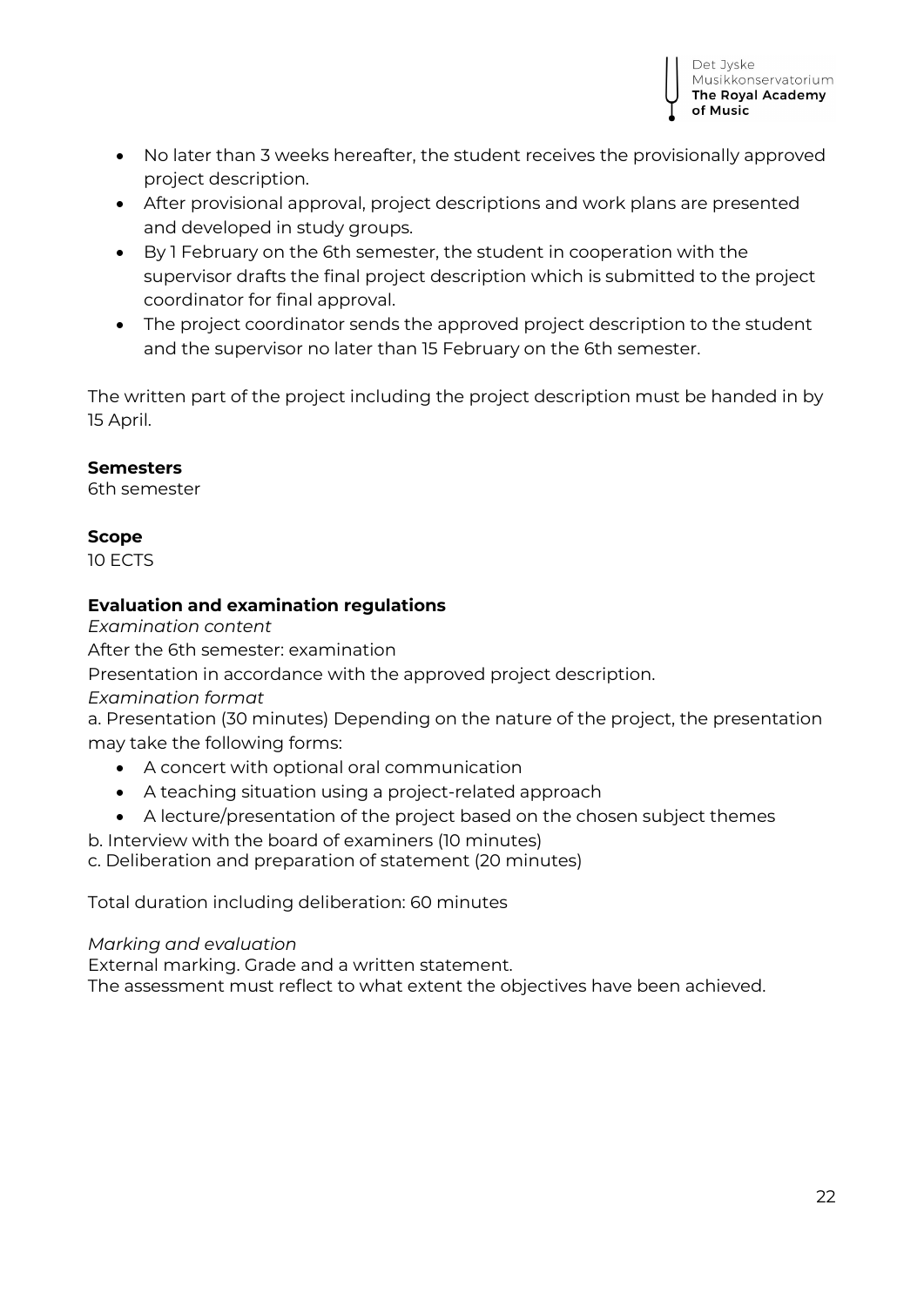- No later than 3 weeks hereafter, the student receives the provisionally approved project description.
- After provisional approval, project descriptions and work plans are presented and developed in study groups.
- By 1 February on the 6th semester, the student in cooperation with the supervisor drafts the final project description which is submitted to the project coordinator for final approval.
- The project coordinator sends the approved project description to the student and the supervisor no later than 15 February on the 6th semester.

The written part of the project including the project description must be handed in by 15 April.

**Semesters**
6th semester

**Scope**
10 ECTS

**Evaluation and examination regulations**

*Examination content*

After the 6th semester: examination

Presentation in accordance with the approved project description.

*Examination format*

a. Presentation (30 minutes) Depending on the nature of the project, the presentation may take the following forms:

- A concert with optional oral communication
- A teaching situation using a project-related approach
- A lecture/presentation of the project based on the chosen subject themes

b. Interview with the board of examiners (10 minutes)

c. Deliberation and preparation of statement (20 minutes)

Total duration including deliberation: 60 minutes

*Marking and evaluation*

External marking. Grade and a written statement.

The assessment must reflect to what extent the objectives have been achieved.